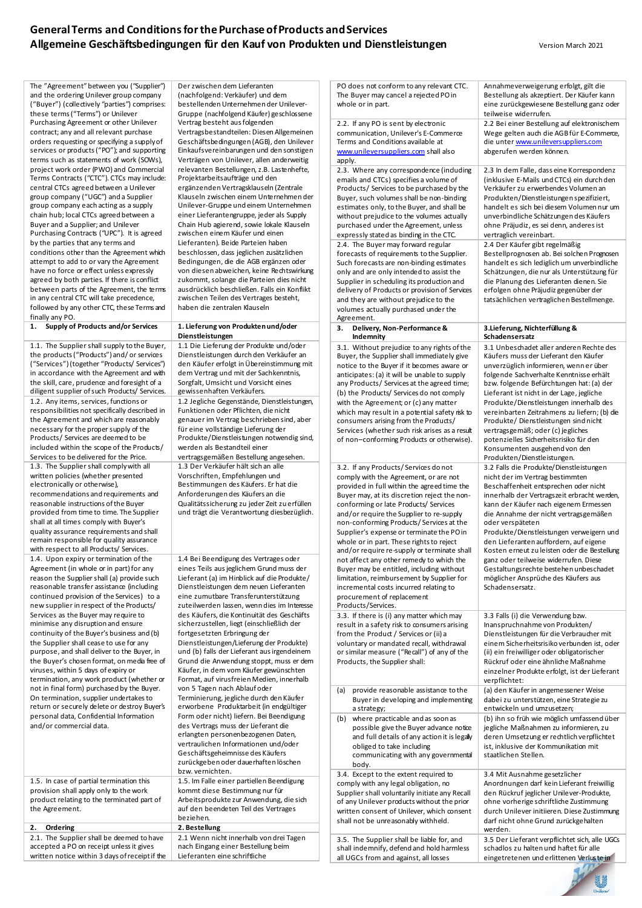# General Terms and Conditions for the Purchase of Products and Services
# Allgemeine Geschäftsbedingungen für den Kauf von Produkten und Dienstleistungen

Version March 2021

| English | Deutsch |
|---|---|
| The "Agreement" between you ("Supplier") and the ordering Unilever group company ("Buyer") (collectively "parties") comprises: these terms ("Terms") or Unilever Purchasing Agreement or other Unilever contract; and all relevant purchase orders requesting or specifying a supply of services or products ("PO"); and supporting terms such as statements of work (SOWs), project work order (PWO) and Commercial Terms Contracts ("CTC"). CTCs may include: central CTCs agreed between a Unilever group company ("UGC") and a Supplier group company each acting as a supply chain hub; local CTCs agreed between a Buyer and a Supplier; and Unilever Purchasing Contracts ("UPC"). It is agreed by the parties that any terms and conditions other than the Agreement which attempt to add to or vary the Agreement have no force or effect unless expressly agreed by both parties. If there is conflict between parts of the Agreement, the terms in any central CTC will take precedence, followed by any other CTC, these Terms and finally any PO. | Der zwischen dem Lieferanten (nachfolgend: Verkäufer) und dem bestellenden Unternehmen der Unilever-Gruppe (nachfolgend Käufer) geschlossene Vertrag besteht aus folgenden Vertragsbestandteilen: Diesen Allgemeinen Geschäftsbedingungen (AGB), den Unilever Einkaufsvereinbarungen und den sonstigen Verträgen von Unilever, allen anderweitig relevanten Bestellungen, z.B. Lastenhefte, Projektarbeitsaufträge und den ergänzenden Vertragsklauseln (Zentrale Klauseln zwischen einem Unternehmen der Unilever-Gruppe und einem Unternehmen einer Lieferantengruppe, jeder als Supply Chain Hub agierend, sowie lokale Klauseln zwischen einem Käufer und einem Lieferanten). Beide Parteien haben beschlossen, dass jeglichen zusätzlichen Bedingungen, die die AGB ergänzen oder von diesen abweichen, keine Rechtswirkung zukommt, solange die Parteien dies nicht ausdrücklich beschließen. Falls ein Konflikt zwischen Teilen des Vertrages besteht, haben die zentralen Klauseln |
| **1. Supply of Products and/or Services** | **1. Lieferung von Produkten und/oder Dienstleistungen** |
| 1.1. The Supplier shall supply to the Buyer, the products ("Products") and/or services ("Services") (together "Products/ Services") in accordance with the Agreement and with the skill, care, prudence and foresight of a diligent supplier of such Products/ Services. | 1.1 Die Lieferung der Produkte und/oder Dienstleistungen durch den Verkäufer an den Käufer erfolgt in Übereinstimmung mit dem Vertrag und mit der Sachkenntnis, Sorgfalt, Umsicht und Vorsicht eines gewissenhaften Verkäufers. |
| 1.2. Any items, services, functions or responsibilities not specifically described in the Agreement and which are reasonably necessary for the proper supply of the Products/ Services are deemed to be included within the scope of the Products/ Services to be delivered for the Price. | 1.2 Jegliche Gegenstände, Dienstleistungen, Funktionen oder Pflichten, die nicht genauer im Vertrag beschrieben sind, aber für eine vollständige Lieferung der Produkte/Dienstleistungen notwendig sind, werden als Bestandteil einer vertragsgemäßen Bestellung angesehen. |
| 1.3. The Supplier shall comply with all written policies (whether presented electronically or otherwise), recommendations and requirements and reasonable instructions of the Buyer provided from time to time. The Supplier shall at all times comply with Buyer's quality assurance requirements and shall remain responsible for quality assurance with respect to all Products/ Services. | 1.3 Der Verkäufer hält sich an alle Vorschriften, Empfehlungen und Bestimmungen des Käufers. Er hat die Anforderungen des Käufers an die Qualitätssicherung zu jeder Zeit zu erfüllen und trägt die Verantwortung diesbezüglich. |
| 1.4. Upon expiry or termination of the Agreement (in whole or in part) for any reason the Supplier shall (a) provide such reasonable transfer assistance (including continued provision of the Services) to a new supplier in respect of the Products/ Services as the Buyer may require to minimise any disruption and ensure continuity of the Buyer's business and (b) the Supplier shall cease to use for any purpose, and shall deliver to the Buyer, in the Buyer's chosen format, on media free of viruses, within 5 days of expiry or termination, any work product (whether or not in final form) purchased by the Buyer. On termination, supplier undertakes to return or securely delete or destroy Buyer's personal data, Confidential Information and/or commercial data. | 1.4 Bei Beendigung des Vertrages oder eines Teils aus jeglichem Grund muss der Lieferant (a) im Hinblick auf die Produkte/ Dienstleistungen dem neuen Lieferanten eine zumutbare Transferunterstützung zuteilwerden lassen, wenn dies im Interesse des Käufers, die Kontinuität des Geschäfts sicherzustellen, liegt (einschließlich der fortgesetzten Erbringung der Dienstleistungen/Lieferung der Produkte) und (b) falls der Lieferant aus irgendeinem Grund die Anwendung stoppt, muss er dem Käufer, in dem vom Käufer gewünschten Format, auf virusfreien Medien, innerhalb von 5 Tagen nach Ablauf oder Terminierung, jegliche durch den Käufer erworbene Produktarbeit (in endgültiger Form oder nicht) liefern. Bei Beendigung des Vertrags muss der Lieferant die erlangten personenbezogenen Daten, vertraulichen Informationen und/oder Geschäftsgeheimnisse des Käufers zurückgeben oder dauerhaften löschen bzw. vernichten. |
| 1.5. In case of partial termination this provision shall apply only to the work product relating to the terminated part of the Agreement. | 1.5. Im Falle einer partiellen Beendigung kommt diese Bestimmung nur für Arbeitsprodukte zur Anwendung, die sich auf den beendeten Teil des Vertrages beziehen. |
| **2. Ordering** | **2. Bestellung** |
| 2.1. The Supplier shall be deemed to have accepted a PO on receipt unless it gives written notice within 3 days of receipt if the PO does not conform to any relevant CTC. The Buyer may cancel a rejected PO in whole or in part. | 2.1 Wenn nicht innerhalb von drei Tagen nach Eingang einer Bestellung beim Lieferanten eine schriftliche Annahmeverweigerung erfolgt, gilt die Bestellung als akzeptiert. Der Käufer kann eine zurückgewiesene Bestellung ganz oder teilweise widerrufen. |
| 2.2. If any PO is sent by electronic communication, Unilever's E-Commerce Terms and Conditions available at www.unileversuppliers.com shall also apply. | 2.2 Bei einer Bestellung auf elektronischem Wege gelten auch die AGB für E-Commerce, die unter www.unileversuppliers.com abgerufen werden können. |
| 2.3. Where any correspondence (including emails and CTCs) specifies a volume of Products/ Services to be purchased by the Buyer, such volumes shall be non-binding estimates only, to the Buyer, and shall be without prejudice to the volumes actually purchased under the Agreement, unless expressly stated as binding in the CTC. | 2.3 In dem Falle, dass eine Korrespondenz (inklusive E-Mails und CTCs) ein durch den Verkäufer zu erwerbendes Volumen an Produkten/Dienstleistungen spezifiziert, handelt es sich bei diesem Volumen nur um unverbindliche Schätzungen des Käufers ohne Präjudiz, es sei denn, anderes ist vertraglich vereinbart. |
| 2.4. The Buyer may forward regular forecasts of requirements to the Supplier. Such forecasts are non-binding estimates only and are only intended to assist the Supplier in scheduling its production and delivery of Products or provision of Services and they are without prejudice to the volumes actually purchased under the Agreement. | 2.4 Der Käufer gibt regelmäßig Bestellprognosen ab. Bei solchen Prognosen handelt es sich lediglich um unverbindliche Schätzungen, die nur als Unterstützung für die Planung des Lieferanten dienen. Sie erfolgen ohne Präjudiz gegenüber der tatsächlichen vertraglichen Bestellmenge. |
| **3. Delivery, Non-Performance & Indemnity** | **3.Lieferung, Nichterfüllung & Schadensersatz** |
| 3.1. Without prejudice to any rights of the Buyer, the Supplier shall immediately give notice to the Buyer if it becomes aware or anticipates: (a) it will be unable to supply any Products/ Services at the agreed time; (b) the Products/ Services do not comply with the Agreement; or (c) any matter which may result in a potential safety risk to consumers arising from the Products/ Services (whether such risk arises as a result of non–conforming Products or otherwise). | 3.1 Unbeschadet aller anderen Rechte des Käufers muss der Lieferant den Käufer unverzüglich informieren, wenn er über folgende Sachverhalte Kenntnisse erhält bzw. folgende Befürchtungen hat: (a) der Lieferant ist nicht in der Lage, jegliche Produkte/Dienstleistungen innerhalb des vereinbarten Zeitrahmens zu liefern; (b) die Produkte/ Dienstleistungen sind nicht vertragsgemäß; oder (c) jegliches potenzielles Sicherheitsrisiko für den Konsumenten ausgehend von den Produkten/Dienstleistungen. |
| 3.2. If any Products/ Services do not comply with the Agreement, or are not provided in full within the agreed time the Buyer may, at its discretion reject the non-conforming and/or late Products/ Services and/or require the Supplier to re-supply non-conforming Products/ Services at the Supplier's expense or terminate the PO in whole or in part. These rights to reject and/or require re-supply or terminate shall not affect any other remedy to which the Buyer may be entitled, including without limitation, reimbursement by Supplier for incremental costs incurred relating to procurement of replacement Products/Services. | 3.2 Falls die Produkte/Dienstleistungen nicht der im Vertrag bestimmten Beschaffenheit entsprechen oder nicht innerhalb der Vertragszeit erbracht werden, kann der Käufer nach eigenem Ermessen die Annahme der nicht vertragsgemäßen oder verspäteten Produkte/Dienstleistungen verweigern und den Lieferanten auffordern, auf eigene Kosten erneut zu leisten oder die Bestellung ganz oder teilweise widerrufen. Diese Gestaltungsrechte bestehen unbeschadet möglicher Ansprüche des Käufers aus Schadensersatz. |
| 3.3. If there is (i) any matter which may result in a safety risk to consumers arising from the Product / Services or (ii) a voluntary or mandated recall, withdrawal or similar measure ("Recall") of any of the Products, the Supplier shall: | 3.3 Falls (i) die Verwendung bzw. Inanspruchnahme von Produkten/ Dienstleistungen für die Verbraucher mit einem Sicherheitsrisiko verbunden ist, oder (ii) ein freiwilliger oder obligatorischer Rückruf oder eine ähnliche Maßnahme einzelner Produkte erfolgt, ist der Lieferant verpflichtet: |
| (a) provide reasonable assistance to the Buyer in developing and implementing a strategy; | (a) den Käufer in angemessener Weise dabei zu unterstützen, eine Strategie zu entwickeln und umzusetzen; |
| (b) where practicable and as soon as possible give the Buyer advance notice and full details of any action it is legally obliged to take including communicating with any governmental body. | (b) ihn so früh wie möglich umfassend über jegliche Maßnahmen zu informieren, zu deren Umsetzung er rechtlich verpflichtet ist, inklusive der Kommunikation mit staatlichen Stellen. |
| 3.4. Except to the extent required to comply with any legal obligation, no Supplier shall voluntarily initiate any Recall of any Unilever products without the prior written consent of Unilever, which consent shall not be unreasonably withheld. | 3.4 Mit Ausnahme gesetzlicher Anordnungen darf kein Lieferant freiwillig den Rückruf jeglicher Unilever-Produkte, ohne vorherige schriftliche Zustimmung durch Unilever initiieren. Diese Zustimmung darf nicht ohne Grund zurückgehalten werden. |
| 3.5. The Supplier shall be liable for, and shall indemnify, defend and hold harmless all UGCs from and against, all losses | 3.5 Der Lieferant verpflichtet sich, alle UGCs schadlos zu halten und haftet für alle eingetretenen und erlittenen Verluste in |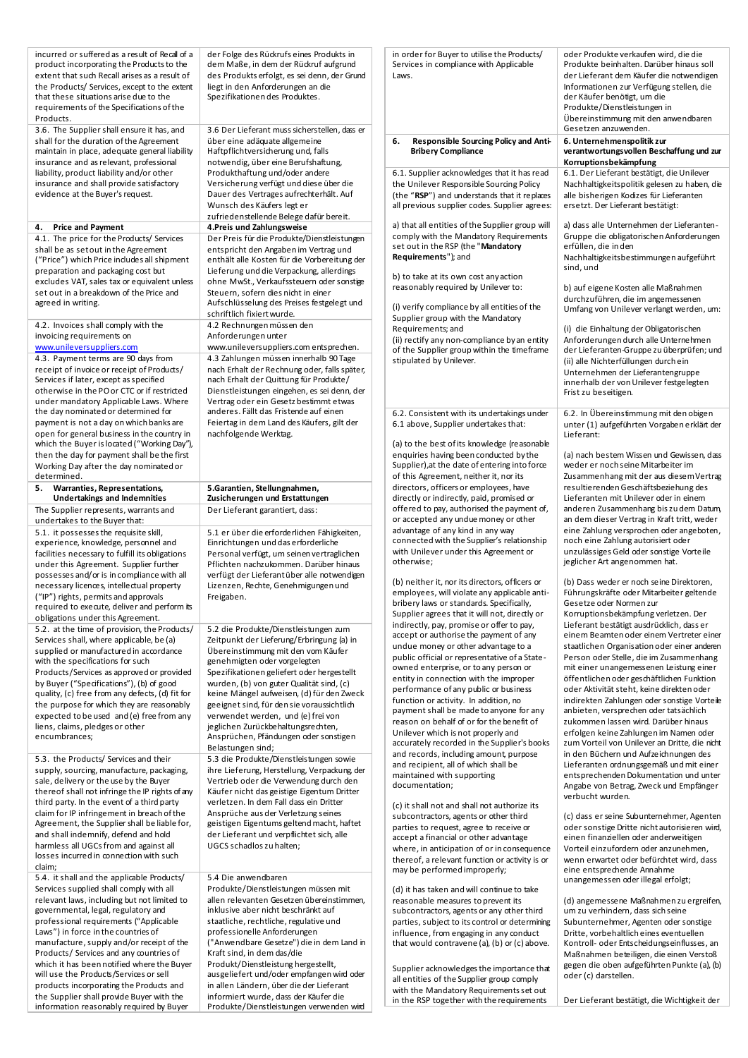| | |
|---|---|
| incurred or suffered as a result of Recall of a product incorporating the Products to the extent that such Recall arises as a result of the Products/ Services, except to the extent that these situations arise due to the requirements of the Specifications of the Products. | der Folge des Rückrufs eines Produkts in dem Maße, in dem der Rückruf aufgrund des Produkts erfolgt, es sei denn, der Grund liegt in den Anforderungen an die Spezifikationen des Produktes. |
| 3.6. The Supplier shall ensure it has, and shall for the duration of the Agreement maintain in place, adequate general liability insurance and as relevant, professional liability, product liability and/or other insurance and shall provide satisfactory evidence at the Buyer's request. | 3.6 Der Lieferant muss sicherstellen, dass er über eine adäquate allgemeine Haftpflichtversicherung und, falls notwendig, über eine Berufshaftung, Produkthaftung und/oder andere Versicherung verfügt und diese über die Dauer des Vertrages aufrechterhält. Auf Wunsch des Käufers legt er zufriedenstellende Belege dafür bereit. |
| **4. Price and Payment** | **4.Preis und Zahlungsweise** |
| 4.1. The price for the Products/ Services shall be as set out in the Agreement ("Price") which Price includes all shipment preparation and packaging cost but excludes VAT, sales tax or equivalent unless set out in a breakdown of the Price and agreed in writing. | Der Preis für die Produkte/Dienstleistungen entspricht den Angaben im Vertrag und enthält alle Kosten für die Vorbereitung der Lieferung und die Verpackung, allerdings ohne MwSt., Verkaufssteuern oder sonstige Steuern, sofern dies nicht in einer Aufschlüsselung des Preises festgelegt und schriftlich fixiert wurde. |
| 4.2. Invoices shall comply with the invoicing requirements on www.unileversuppliers.com | 4.2 Rechnungen müssen den Anforderungen unter www.unileversuppliers.com entsprechen. |
| 4.3. Payment terms are 90 days from receipt of invoice or receipt of Products/ Services if later, except as specified otherwise in the PO or CTC or if restricted under mandatory Applicable Laws. Where the day nominated or determined for payment is not a day on which banks are open for general business in the country in which the Buyer is located ("Working Day"), then the day for payment shall be the first Working Day after the day nominated or determined. | 4.3 Zahlungen müssen innerhalb 90 Tage nach Erhalt der Rechnung oder, falls später, nach Erhalt der Quittung für Produkte/ Dienstleistungen eingehen, es sei denn, der Vertrag oder ein Gesetz bestimmt etwas anderes. Fällt das Fristende auf einen Feiertag in dem Land des Käufers, gilt der nachfolgende Werktag. |
| **5. Warranties, Representations, Undertakings and Indemnities** | **5.Garantien, Stellungnahmen, Zusicherungen und Erstattungen** |
| The Supplier represents, warrants and undertakes to the Buyer that: | Der Lieferant garantiert, dass: |
| 5.1. it possesses the requisite skill, experience, knowledge, personnel and facilities necessary to fulfill its obligations under this Agreement. Supplier further possesses and/or is in compliance with all necessary licences, intellectual property ("IP") rights, permits and approvals required to execute, deliver and perform its obligations under this Agreement. | 5.1 er über die erforderlichen Fähigkeiten, Einrichtungen und das erforderliche Personal verfügt, um seinen vertraglichen Pflichten nachzukommen. Darüber hinaus verfügt der Lieferant über alle notwendigen Lizenzen, Rechte, Genehmigungen und Freigaben. |
| 5.2. at the time of provision, the Products/ Services shall, where applicable, be (a) supplied or manufactured in accordance with the specifications for such Products/Services as approved or provided by Buyer ("Specifications"), (b) of good quality, (c) free from any defects, (d) fit for the purpose for which they are reasonably expected to be used and (e) free from any liens, claims, pledges or other encumbrances; | 5.2 die Produkte/Dienstleistungen zum Zeitpunkt der Lieferung/Erbringung (a) in Übereinstimmung mit den vom Käufer genehmigten oder vorgelegten Spezifikationen geliefert oder hergestellt wurden, (b) von guter Qualität sind, (c) keine Mängel aufweisen, (d) für den Zweck geeignet sind, für den sie voraussichtlich verwendet werden, und (e) frei von jeglichen Zurückbehaltungsrechten, Ansprüchen, Pfändungen oder sonstigen Belastungen sind; |
| 5.3. the Products/ Services and their supply, sourcing, manufacture, packaging, sale, delivery or the use by the Buyer thereof shall not infringe the IP rights of any third party. In the event of a third party claim for IP infringement in breach of the Agreement, the Supplier shall be liable for, and shall indemnify, defend and hold harmless all UGCs from and against all losses incurred in connection with such claim; | 5.3 die Produkte/Dienstleistungen sowie ihre Lieferung, Herstellung, Verpackung, der Vertrieb oder die Verwendung durch den Käufer nicht das geistige Eigentum Dritter verletzen. In dem Fall dass ein Dritter Ansprüche aus der Verletzung seines geistigen Eigentums geltend macht, haftet der Lieferant und verpflichtet sich, alle UGCS schadlos zu halten; |
| 5.4. it shall and the applicable Products/ Services supplied shall comply with all relevant laws, including but not limited to governmental, legal, regulatory and professional requirements ("Applicable Laws") in force in the countries of manufacture, supply and/or receipt of the Products/ Services and any countries of which it has been notified where the Buyer will use the Products/Services or sell products incorporating the Products and the Supplier shall provide Buyer with the information reasonably required by Buyer in order for Buyer to utilise the Products/ Services in compliance with Applicable Laws. | 5.4 Die anwendbaren Produkte/Dienstleistungen müssen mit allen relevanten Gesetzen übereinstimmen, inklusive aber nicht beschränkt auf staatliche, rechtliche, regulative und professionelle Anforderungen ("Anwendbare Gesetze") die in dem Land in Kraft sind, in dem das/die Produkt/Dienstleistung hergestellt, ausgeliefert und/oder empfangen wird oder in allen Ländern, über die der Lieferant informiert wurde, dass der Käufer die Produkte/Dienstleistungen verwenden wird oder Produkte verkaufen wird, die die Produkte beinhalten. Darüber hinaus soll der Lieferant dem Käufer die notwendigen Informationen zur Verfügung stellen, die der Käufer benötigt, um die Produkte/Dienstleistungen in Übereinstimmung mit den anwendbaren Gesetzen anzuwenden. |
| **6. Responsible Sourcing Policy and Anti-Bribery Compliance** | **6. Unternehmenspolitik zur verantwortungsvollen Beschaffung und zur Korruptionsbekämpfung** |
| 6.1. Supplier acknowledges that it has read the Unilever Responsible Sourcing Policy (the "**RSP**") and understands that it replaces all previous supplier codes. Supplier agrees: | 6.1. Der Lieferant bestätigt, die Unilever Nachhaltigkeitspolitik gelesen zu haben, die alle bisherigen Kodizes für Lieferanten ersetzt. Der Lieferant bestätigt: |
| a) that all entities of the Supplier group will comply with the Mandatory Requirements set out in the RSP (the "**Mandatory Requirements**"); and<br><br>b) to take at its own cost any action reasonably required by Unilever to:<br><br>(i) verify compliance by all entities of the Supplier group with the Mandatory Requirements; and<br>(ii) rectify any non-compliance by an entity of the Supplier group within the timeframe stipulated by Unilever. | a) dass alle Unternehmen der Lieferanten-Gruppe die obligatorischen Anforderungen erfüllen, die in den Nachhaltigkeitsbestimmungen aufgeführt sind, und<br><br>b) auf eigene Kosten alle Maßnahmen durchzuführen, die im angemessenen Umfang von Unilever verlangt werden, um:<br><br>(i) die Einhaltung der Obligatorischen Anforderungen durch alle Unternehmen der Lieferanten-Gruppe zu überprüfen; und<br>(ii) alle Nichterfüllungen durch ein Unternehmen der Lieferantengruppe innerhalb der von Unilever festgelegten Frist zu beseitigen. |
| 6.2. Consistent with its undertakings under 6.1 above, Supplier undertakes that:<br><br>(a) to the best of its knowledge (reasonable enquiries having been conducted by the Supplier), at the date of entering into force of this Agreement, neither it, nor its directors, officers or employees, have directly or indirectly, paid, promised or offered to pay, authorised the payment of, or accepted any undue money or other advantage of any kind in any way connected with the Supplier's relationship with Unilever under this Agreement or otherwise;<br><br>(b) neither it, nor its directors, officers or employees, will violate any applicable anti-bribery laws or standards. Specifically, Supplier agrees that it will not, directly or indirectly, pay, promise or offer to pay, accept or authorise the payment of any undue money or other advantage to a public official or representative of a State-owned enterprise, or to any person or entity in connection with the improper performance of any public or business function or activity. In addition, no payment shall be made to anyone for any reason on behalf of or for the benefit of Unilever which is not properly and accurately recorded in the Supplier's books and records, including amount, purpose and recipient, all of which shall be maintained with supporting documentation;<br><br>(c) it shall not and shall not authorize its subcontractors, agents or other third parties to request, agree to receive or accept a financial or other advantage where, in anticipation of or in consequence thereof, a relevant function or activity is or may be performed improperly;<br><br>(d) it has taken and will continue to take reasonable measures to prevent its subcontractors, agents or any other third parties, subject to its control or determining influence, from engaging in any conduct that would contravene (a), (b) or (c) above.<br><br>Supplier acknowledges the importance that all entities of the Supplier group comply with the Mandatory Requirements set out in the RSP together with the requirements | 6.2. In Übereinstimmung mit den obigen unter (1) aufgeführten Vorgaben erklärt der Lieferant:<br><br>(a) nach bestem Wissen und Gewissen, dass weder er noch seine Mitarbeiter im Zusammenhang mit der aus diesem Vertrag resultierenden Geschäftsbeziehung des Lieferanten mit Unilever oder in einem anderen Zusammenhang bis zu dem Datum, an dem dieser Vertrag in Kraft tritt, weder eine Zahlung versprochen oder angeboten, noch eine Zahlung autorisiert oder unzulässiges Geld oder sonstige Vorteile jeglicher Art angenommen hat.<br><br>(b) Dass weder er noch seine Direktoren, Führungskräfte oder Mitarbeiter geltende Gesetze oder Normen zur Korruptionsbekämpfung verletzen. Der Lieferant bestätigt ausdrücklich, dass er einem Beamten oder einem Vertreter einer staatlichen Organisation oder einer anderen Person oder Stelle, die im Zusammenhang mit einer unangemessenen Leistung einer öffentlichen oder geschäftlichen Funktion oder Aktivität steht, keine direkten oder indirekten Zahlungen oder sonstige Vorteile anbieten, versprechen oder tatsächlich zukommen lassen wird. Darüber hinaus erfolgen keine Zahlungen im Namen oder zum Vorteil von Unilever an Dritte, die nicht in den Büchern und Aufzeichnungen des Lieferanten ordnungsgemäß und mit einer entsprechenden Dokumentation und unter Angabe von Betrag, Zweck und Empfänger verbucht wurden.<br><br>(c) dass er seine Subunternehmer, Agenten oder sonstige Dritte nicht autorisieren wird, einen finanziellen oder anderweitigen Vorteil einzufordern oder anzunehmen, wenn erwartet oder befürchtet wird, dass eine entsprechende Annahme unangemessen oder illegal erfolgt;<br><br>(d) angemessene Maßnahmen zu ergreifen, um zu verhindern, dass sich seine Subunternehmer, Agenten oder sonstige Dritte, vorbehaltlich eines eventuellen Kontroll- oder Entscheidungseinflusses, an Maßnahmen beteiligen, die einen Verstoß gegen die oben aufgeführten Punkte (a), (b) oder (c) darstellen.<br><br>Der Lieferant bestätigt, die Wichtigkeit der |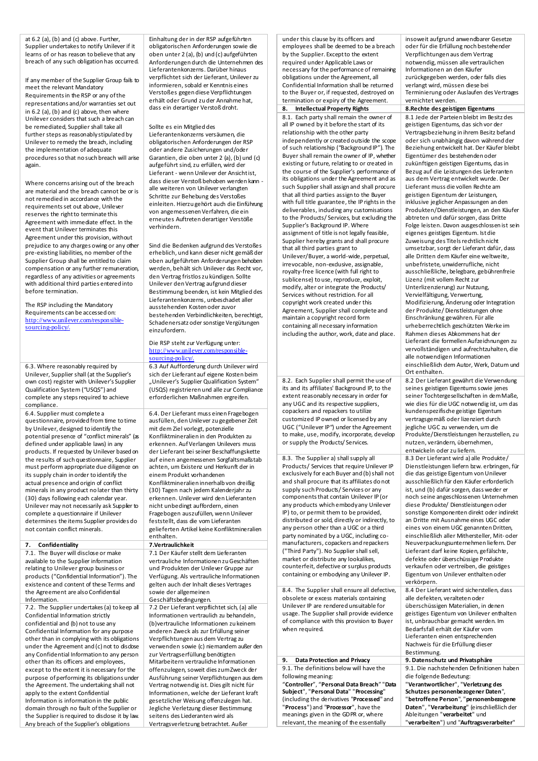| | |
|---|---|
| at 6.2 (a), (b) and (c) above. Further, Supplier undertakes to notify Unilever if it learns of or has reason to believe that any breach of any such obligation has occurred.<br><br>If any member of the Supplier Group fails to meet the relevant Mandatory Requirements in the RSP or any of the representations and/or warranties set out in 6.2 (a), (b) and (c) above, then where Unilever considers that such a breach can be remediated, Supplier shall take all further steps as reasonably stipulated by Unilever to remedy the breach, including the implementation of adequate procedures so that no such breach will arise again.<br><br>Where concerns arising out of the breach are material and the breach cannot be or is not remedied in accordance with the requirements set out above, Unilever reserves the right to terminate this Agreement with immediate effect. In the event that Unilever terminates this Agreement under this provision, without prejudice to any charges owing or any other pre-existing liabilities, no member of the Supplier Group shall be entitled to claim compensation or any further remuneration, regardless of any activities or agreements with additional third parties entered into before termination.<br><br>The RSP including the Mandatory Requirements can be accessed on: http://www.unilever.com/responsible-sourcing-policy/. | Einhaltung der in der RSP aufgeführten obligatorischen Anforderungen sowie die oben unter 2 (a), (b) und (c) aufgeführten Anforderungen durch die Unternehmen des Lieferantenkonzerns. Darüber hinaus verpflichtet sich der Lieferant, Unilever zu informieren, sobald er Kenntnis eines Verstoßes gegen diese Verpflichtungen erhält oder Grund zur Annahme hat, dass ein derartiger Verstoß droht.<br><br>Sollte es ein Mitglied des Lieferantenkonzerns versäumen, die obligatorischen Anforderungen der RSP oder andere Zusicherungen und/oder Garantien, die oben unter 2 (a), (b) und (c) aufgeführt sind, zu erfüllen, wird der Lieferant - wenn Unilever der Ansicht ist, dass dieser Verstoß behoben werden kann - alle weiteren von Unilever verlangten Schritte zur Behebung des Verstoßes einleiten. Hierzu gehört auch die Einführung von angemessenen Verfahren, die ein erneutes Auftreten derartiger Verstöße verhindern.<br><br>Sind die Bedenken aufgrund des Verstoßes erheblich, und kann dieser nicht gemäß der oben aufgeführten Anforderungen behoben werden, behält sich Unilever das Recht vor, den Vertrag fristlos zu kündigen. Sollte Unilever den Vertrag aufgrund dieser Bestimmung beenden, ist kein Mitglied des Lieferantenkonzerns, unbeschadet aller ausstehenden Kosten oder zuvor bestehenden Verbindlichkeiten, berechtigt, Schadenersatz oder sonstige Vergütungen einzufordern.<br><br>Die RSP steht zur Verfügung unter: http://www.unilever.com/responsible-sourcing-policy/. |
| 6.3. Where reasonably required by Unilever, Supplier shall (at the Supplier's own cost) register with Unilever's Supplier Qualification System ("USQS") and complete any steps required to achieve compliance. | 6.3 Auf Aufforderung durch Unilever wird sich der Lieferant auf eigene Kosten beim „Unilever's Supplier Qualification System" (USQS) registrieren und alle zur Compliance erforderlichen Maßnahmen ergreifen. |
| 6.4. Supplier must complete a questionnaire, provided from time to time by Unilever, designed to identify the potential presence of "conflict minerals" (as defined under applicable laws) in any products. If requested by Unilever based on the results of such questionnaire, Supplier must perform appropriate due diligence on its supply chain in order to identify the actual presence and origin of conflict minerals in any product no later than thirty (30) days following each calendar year. Unilever may not necessarily ask Supplier to complete a questionnaire if Unilever determines the items Supplier provides do not contain conflict minerals. | 6.4. Der Lieferant muss einen Fragebogen ausfüllen, den Unilever zu gegebener Zeit mit dem Ziel vorlegt, potenzielle Konfliktmineralien in den Produkten zu erkennen. Auf Verlangen Unilevers muss der Lieferant bei seiner Beschaffungskette auf einen angemessenen Sorgfaltsmaßstab achten, um Existenz und Herkunft der in einem Produkt vorhandenen Konfliktmineralien innerhalb von dreißig (30) Tagen nach jedem Kalenderjahr zu erkennen. Unilever wird den Lieferanten nicht unbedingt auffordern, einen Fragebogen auszufüllen, wenn Unilever feststellt, dass die vom Lieferanten gelieferten Artikel keine Konfliktmineralien enthalten. |
| **7. Confidentiality** | **7.Vertraulichkeit** |
| 7.1. The Buyer will disclose or make available to the Supplier information relating to Unilever group business or products ("Confidential Information"). The existence and content of these Terms and the Agreement are also Confidential Information. | 7.1 Der Käufer stellt dem Lieferanten vertrauliche Informationen zu Geschäften und Produkten der Unilever Gruppe zur Verfügung. Als vertrauliche Informationen gelten auch der Inhalt dieses Vertrages sowie der allgemeinen Geschäftsbedingungen. |
| 7.2. The Supplier undertakes (a) to keep all Confidential Information strictly confidential and (b) not to use any Confidential Information for any purpose other than in complying with its obligations under the Agreement and (c) not to disclose any Confidential Information to any person other than its officers and employees, except to the extent it is necessary for the purpose of performing its obligations under the Agreement. The undertaking shall not apply to the extent Confidential Information is information in the public domain through no fault of the Supplier or the Supplier is required to disclose it by law. Any breach of the Supplier's obligations under this clause by its officers and employees shall be deemed to be a breach by the Supplier. Except to the extent required under Applicable Laws or necessary for the performance of remaining obligations under the Agreement, all Confidential Information shall be returned to the Buyer or, if requested, destroyed on termination or expiry of the Agreement. | 7.2 Der Lieferant verpflichtet sich, (a) alle Informationen vertraulich zu behandeln, (b) vertrauliche Informationen zu keinem anderen Zweck als zur Erfüllung seiner Verpflichtungen aus dem Vertrag zu verwenden sowie (c) niemandem außer den zur Vertragserfüllung benötigten Mitarbeitern vertrauliche Informationen offenzulegen, soweit dies zum Zweck der Ausführung seiner Verpflichtungen aus dem Vertrag notwendig ist. Dies gilt nicht für Informationen, welche der Lieferant kraft gesetzlicher Weisung offenzulegen hat. Jegliche Verletzung dieser Bestimmung seitens des Liederanten wird als Vertragsverletzung betrachtet. Außer insoweit aufgrund anwendbarer Gesetze oder für die Erfüllung noch bestehender Verpflichtungen aus dem Vertrag notwendig, müssen alle vertraulichen Informationen an den Käufer zurückgegeben werden, oder falls dies verlangt wird, müssen diese bei Terminierung oder Auslaufen des Vertrages vernichtet werden. |
| **8. Intellectual Property Rights** | **8.Rechte des geistigen Eigentums** |
| 8.1. Each party shall remain the owner of all IP owned by it before the start of its relationship with the other party independently or created outside the scope of such relationship ("Background IP"). The Buyer shall remain the owner of IP, whether existing or future, relating to or created in the course of the Supplier's performance of its obligations under the Agreement and as such Supplier shall assign and shall procure that all third parties assign to the Buyer with full title guarantee, the IP rights in the deliverables, including any customisations to the Products/ Services, but excluding the Supplier's Background IP. Where assignment of title is not legally feasible, Supplier hereby grants and shall procure that all third parties grant to Unilever/Buyer, a world-wide, perpetual, irrevocable, non-exclusive, assignable, royalty-free licence (with full right to sublicense) to use, reproduce, exploit, modify, alter or integrate the Products/ Services without restriction. For all copyright work created under this Agreement, Supplier shall complete and maintain a copyright record form containing all necessary information including the author, work, date and place. | 8.1 Jede der Parteien bleibt im Besitz des geistigen Eigentums, das sich vor der Vertragsbeziehung in ihrem Besitz befand oder sich unabhängig davon während der Beziehung entwickelt hat. Der Käufer bleibt Eigentümer des bestehenden oder zukünftigen geistigen Eigentums, das in Bezug auf die Leistungen des Lieferanten aus dem Vertrag entwickelt wurde. Der Lieferant muss die vollen Rechte am geistigen Eigentum der Leistungen, inklusive jeglicher Anpassungen an den Produkten/Dienstleistungen, an den Käufer abtreten und dafür sorgen, dass Dritte Folge leisten. Davon ausgeschlossen ist sein eigenes geistiges Eigentum. Ist die Zuweisung des Titels rechtlich nicht umsetzbar, sorgt der Lieferant dafür, dass alle Dritten dem Käufer eine weltweite, unbefristete, unwiderrufliche, nicht ausschließliche, belegbare, gebührenfreie Lizenz (mit vollem Recht zur Unterlizenzierung) zur Nutzung, Vervielfältigung, Verwertung, Modifizierung, Änderung oder Integration der Produkte/ Dienstleistungen ohne Einschränkung gewähren. Für alle urheberrechtlich geschützten Werke im Rahmen dieses Abkommens hat der Lieferant die formellen Aufzeichnungen zu vervollständigen und aufrechtzuhalten, die alle notwendigen Informationen einschließlich dem Autor, Werk, Datum und Ort enthalten. |
| 8.2. Each Supplier shall permit the use of its and its affiliates' Background IP, to the extent reasonably necessary in order for any UGC and its respective suppliers, copackers and repackers to utilize customized IP owned or licensed by any UGC ("Unilever IP") under the Agreement to make, use, modify, incorporate, develop or supply the Products/ Services. | 8.2 Der Lieferant gewährt die Verwendung seines geistigen Eigentums sowie jenes seiner Tochtergesellschaften in dem Maße, wie dies für die UGC notwendig ist, um das kundenspezifische geistige Eigentum vertragsgemäß oder lizenziert durch jegliche UGC zu verwenden, um die Produkte/Dienstleistungen herzustellen, zu nutzen, verändern, übernehmen, entwickeln oder zu liefern. |
| 8.3. The Supplier a) shall supply all Products/ Services that require Unilever IP exclusively for each Buyer and (b) shall not and shall procure that its affiliates do not supply such Products/ Services or any components that contain Unilever IP (or any products which embody any Unilever IP) to, or permit them to be provided, distributed or sold, directly or indirectly, to any person other than a UGC or a third party nominated by a UGC, including co-manufacturers, copackers and repackers ("Third Party"). No Supplier shall sell, market or distribute any lookalikes, counterfeit, defective or surplus products containing or embodying any Unilever IP. | 8.3 Der Lieferant wird a) alle Produkte/ Dienstleistungen liefern bzw. erbringen, für die das geistige Eigentum von Unilever ausschließlich für den Käufer erforderlich ist, und b) dafür sorgen, dass weder er noch seine angeschlossenen Unternehmen diese Produkte/ Dienstleistungen oder sonstige Komponenten direkt oder indirekt an Dritte mit Ausnahme eines UGC oder eines von einem UGC genannten Dritten, einschließlich aller Mithersteller, Mit- oder Neuverpackungsunternehmen liefern. Der Lieferant darf keine Kopien, gefälschte, defekte oder überschüssige Produkte verkaufen oder vertreiben, die geistiges Eigentum von Unilever enthalten oder verkörpern. |
| 8.4. The Supplier shall ensure all defective, obsolete or excess materials containing Unilever IP are rendered unsuitable for usage. The Supplier shall provide evidence of compliance with this provision to Buyer when required. | 8.4 Der Lieferant wird sicherstellen, dass alle defekten, veralteten oder überschüssigen Materialien, in denen geistiges Eigentum von Unilever enthalten ist, unbrauchbar gemacht werden. Im Bedarfsfall erhält der Käufer vom Lieferanten einen entsprechenden Nachweis für die Erfüllung dieser Bestimmung. |
| **9. Data Protection and Privacy** | **9. Datenschutz und Privatsphäre** |
| 9.1. The definitions below will have the following meaning:<br>"**Controller**", "**Personal Data Breach**" "**Data Subject**", "**Personal Data**" "**Processing**" (including the derivatives "**Processed**" and "**Process**") and "**Processor**", have the meanings given in the GDPR or, where relevant, the meaning of the essentially | 9.1. Die nachstehenden Definitionen haben die folgende Bedeutung:<br>"**Verantwortlicher**", "**Verletzung des Schutzes personenbezogener Daten**", "**betroffene Person**", "**personenbezogene Daten**", "**Verarbeitung**" (einschließlich der Ableitungen "**verarbeitet**" und "**verarbeiten**") und "**Auftragsverarbeiter**" |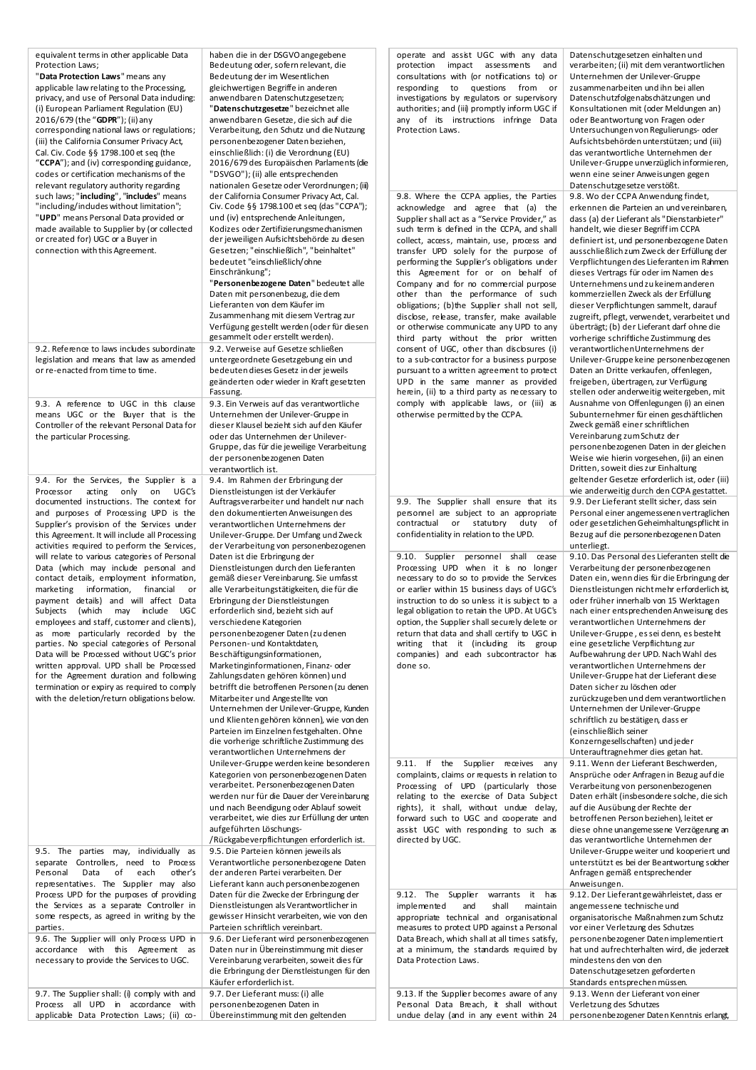| | |
|---|---|
| equivalent terms in other applicable Data Protection Laws;<br>"**Data Protection Laws**" means any applicable law relating to the Processing, privacy, and use of Personal Data including: (i) European Parliament Regulation (EU) 2016/679 (the "**GDPR**"); (ii) any corresponding national laws or regulations; (iii) the California Consumer Privacy Act, Cal. Civ. Code §§ 1798.100 et seq (the "**CCPA**"); and (iv) corresponding guidance, codes or certification mechanisms of the relevant regulatory authority regarding such laws; "**including**", "**includes**" means "including/includes without limitation";<br>"**UPD**" means Personal Data provided or made available to Supplier by (or collected or created for) UGC or a Buyer in connection with this Agreement. | haben die in der DSGVO angegebene Bedeutung oder, sofern relevant, die Bedeutung der im Wesentlichen gleichwertigen Begriffe in anderen anwendbaren Datenschutzgesetzen;<br>"**Datenschutzgesetze**" bezeichnet alle anwendbaren Gesetze, die sich auf die Verarbeitung, den Schutz und die Nutzung personenbezogener Daten beziehen, einschließlich: (i) die Verordnung (EU) 2016/679 des Europäischen Parlaments (die "DSGVO"); (ii) alle entsprechenden nationalen Gesetze oder Verordnungen; (iii) der California Consumer Privacy Act, Cal. Civ. Code §§ 1798.100 et seq (das "CCPA"); und (iv) entsprechende Anleitungen, Kodizes oder Zertifizierungsmechanismen der jeweiligen Aufsichtsbehörde zu diesen Gesetzen; "einschließlich", "beinhaltet" bedeutet "einschließlich/ohne Einschränkung";<br>"**Personenbezogene Daten**" bedeutet alle Daten mit personenbezug, die dem Lieferanten von dem Käufer im Zusammenhang mit diesem Vertrag zur Verfügung gestellt werden (oder für diesen gesammelt oder erstellt werden). |
| 9.2. Reference to laws includes subordinate legislation and means that law as amended or re-enacted from time to time. | 9.2. Verweise auf Gesetze schließen untergeordnete Gesetzgebung ein und bedeuten dieses Gesetz in der jeweils geänderten oder wieder in Kraft gesetzten Fassung. |
| 9.3. A reference to UGC in this clause means UGC or the Buyer that is the Controller of the relevant Personal Data for the particular Processing. | 9.3. Ein Verweis auf das verantwortliche Unternehmen der Unilever-Gruppe in dieser Klausel bezieht sich auf den Käufer oder das Unternehmen der Unilever-Gruppe, das für die jeweilige Verarbeitung der personenbezogenen Daten verantwortlich ist. |
| 9.4. For the Services, the Supplier is a Processor acting only on UGC's documented instructions. The context for and purposes of Processing UPD is the Supplier's provision of the Services under this Agreement. It will include all Processing activities required to perform the Services, will relate to various categories of Personal Data (which may include personal and contact details, employment information, marketing information, financial or payment details) and will affect Data Subjects (which may include UGC employees and staff, customer and clients), as more particularly recorded by the parties. No special categories of Personal Data will be Processed without UGC's prior written approval. UPD shall be Processed for the Agreement duration and following termination or expiry as required to comply with the deletion/return obligations below. | 9.4. Im Rahmen der Erbringung der Dienstleistungen ist der Verkäufer Auftragsverarbeiter und handelt nur nach den dokumentierten Anweisungen des verantwortlichen Unternehmens der Unilever-Gruppe. Der Umfang und Zweck der Verarbeitung von personenbezogenen Daten ist die Erbringung der Dienstleistungen durch den Lieferanten gemäß dieser Vereinbarung. Sie umfasst alle Verarbeitungstätigkeiten, die für die Erbringung der Dienstleistungen erforderlich sind, bezieht sich auf verschiedene Kategorien personenbezogener Daten (zu denen Personen- und Kontaktdaten, Beschäftigungsinformationen, Marketinginformationen, Finanz- oder Zahlungsdaten gehören können) und betrifft die betroffenen Personen (zu denen Mitarbeiter und Angestellte von Unternehmen der Unilever-Gruppe, Kunden und Klienten gehören können), wie von den Parteien im Einzelnen festgehalten. Ohne die vorherige schriftliche Zustimmung des verantwortlichen Unternehmens der Unilever-Gruppe werden keine besonderen Kategorien von personenbezogenen Daten verarbeitet. Personenbezogenen Daten werden nur für die Dauer der Vereinbarung und nach Beendigung oder Ablauf soweit verarbeitet, wie dies zur Erfüllung der unten aufgeführten Löschungs-/Rückgabeverpflichtungen erforderlich ist. |
| 9.5. The parties may, individually as separate Controllers, need to Process Personal Data of each other's representatives. The Supplier may also Process UPD for the purposes of providing the Services as a separate Controller in some respects, as agreed in writing by the parties. | 9.5. Die Parteien können jeweils als Verantwortliche personenbezogene Daten der anderen Partei verarbeiten. Der Lieferant kann auch personenbezogenen Daten für die Zwecke der Erbringung der Dienstleistungen als Verantwortlicher in gewisser Hinsicht verarbeiten, wie von den Parteien schriftlich vereinbart. |
| 9.6. The Supplier will only Process UPD in accordance with this Agreement as necessary to provide the Services to UGC. | 9.6. Der Lieferant wird personenbezogenen Daten nur in Übereinstimmung mit dieser Vereinbarung verarbeiten, soweit dies für die Erbringung der Dienstleistungen für den Käufer erforderlich ist. |
| 9.7. The Supplier shall: (i) comply with and Process all UPD in accordance with applicable Data Protection Laws; (ii) co-operate and assist UGC with any data protection impact assessments and consultations with (or notifications to) or responding to questions from or investigations by regulators or supervisory authorities; and (iii) promptly inform UGC if any of its instructions infringe Data Protection Laws. | 9.7. Der Lieferant muss: (i) alle personenbezogenen Daten in Übereinstimmung mit den geltenden Datenschutzgesetzen einhalten und verarbeiten; (ii) mit dem verantwortlichen Unternehmen der Unilever-Gruppe zusammenarbeiten und ihn bei allen Datenschutzfolgenabschätzungen und Konsultationen mit (oder Meldungen an) oder Beantwortung von Fragen oder Untersuchungen von Regulierungs- oder Aufsichtsbehörden unterstützen; und (iii) das verantwortliche Unternehmen der Unilever-Gruppe unverzüglich informieren, wenn eine seiner Anweisungen gegen Datenschutzgesetze verstößt. |
| 9.8. Where the CCPA applies, the Parties acknowledge and agree that (a) the Supplier shall act as a "Service Provider," as such term is defined in the CCPA, and shall collect, access, maintain, use, process and transfer UPD solely for the purpose of performing the Supplier's obligations under this Agreement for or on behalf of Company and for no commercial purpose other than the performance of such obligations; (b)the Supplier shall not sell, disclose, release, transfer, make available or otherwise communicate any UPD to any third party without the prior written consent of UGC, other than disclosures (i) to a sub-contractor for a business purpose pursuant to a written agreement to protect UPD in the same manner as provided herein, (ii) to a third party as necessary to comply with applicable laws, or (iii) as otherwise permitted by the CCPA. | 9.8. Wo der CCPA Anwendung findet, erkennen die Parteien an und vereinbaren, dass (a) der Lieferant als "Dienstanbieter" handelt, wie dieser Begriff im CCPA definiert ist, und personenbezogene Daten ausschließlich zum Zweck der Erfüllung der Verpflichtungen des Lieferanten im Rahmen dieses Vertrags für oder im Namen des Unternehmens und zu keinem anderen kommerziellen Zweck als der Erfüllung dieser Verpflichtungen sammelt, darauf zugreift, pflegt, verwendet, verarbeitet und überträgt; (b) der Lieferant darf ohne die vorherige schriftliche Zustimmung des verantwortlichen Unternehmens der Unilever-Gruppe keine personenbezogenen Daten an Dritte verkaufen, offenlegen, freigeben, übertragen, zur Verfügung stellen oder anderweitig weitergeben, mit Ausnahme von Offenlegungen (i) an einen Subunternehmer für einen geschäftlichen Zweck gemäß einer schriftlichen Vereinbarung zum Schutz der personenbezogenen Daten in der gleichen Weise wie hierin vorgesehen, (ii) an einen Dritten, soweit dies zur Einhaltung geltender Gesetze erforderlich ist, oder (iii) wie anderweitig durch den CCPA gestattet. |
| 9.9. The Supplier shall ensure that its personnel are subject to an appropriate contractual or statutory duty of confidentiality in relation to the UPD. | 9.9. Der Lieferant stellt sicher, dass sein Personal einer angemessenen vertraglichen oder gesetzlichen Geheimhaltungspflicht in Bezug auf die personenbezogenen Daten unterliegt. |
| 9.10. Supplier personnel shall cease Processing UPD when it is no longer necessary to do so to provide the Services or earlier within 15 business days of UGC's instruction to do so unless it is subject to a legal obligation to retain the UPD. At UGC's option, the Supplier shall securely delete or return that data and shall certify to UGC in writing that it (including its group companies) and each subcontractor has done so. | 9.10. Das Personal des Lieferanten stellt die Verarbeitung der personenbezogenen Daten ein, wenn dies für die Erbringung der Dienstleistungen nicht mehr erforderlich ist, oder früher innerhalb von 15 Werktagen nach einer entsprechenden Anweisung des verantwortlichen Unternehmens der Unilever-Gruppe, es sei denn, es besteht eine gesetzliche Verpflichtung zur Aufbewahrung der UPD. Nach Wahl des verantwortlichen Unternehmens der Unilever-Gruppe hat der Lieferant diese Daten sicher zu löschen oder zurückzugeben und dem verantwortlichen Unternehmen der Unilever-Gruppe schriftlich zu bestätigen, dass er (einschließlich seiner Konzerngesellschaften) und jeder Unterauftragnehmer dies getan hat. |
| 9.11. If the Supplier receives any complaints, claims or requests in relation to Processing of UPD (particularly those relating to the exercise of Data Subject rights), it shall, without undue delay, forward such to UGC and cooperate and assist UGC with responding to such as directed by UGC. | 9.11. Wenn der Lieferant Beschwerden, Ansprüche oder Anfragen in Bezug auf die Verarbeitung von personenbezogenen Daten erhält (insbesondere solche, die sich auf die Ausübung der Rechte der betroffenen Person beziehen), leitet er diese ohne unangemessene Verzögerung an das verantwortliche Unternehmen der Unilever-Gruppe weiter und kooperiert und unterstützt es bei der Beantwortung solcher Anfragen gemäß entsprechender Anweisungen. |
| 9.12. The Supplier warrants it has implemented and shall maintain appropriate technical and organisational measures to protect UPD against a Personal Data Breach, which shall at all times satisfy, at a minimum, the standards required by Data Protection Laws. | 9.12. Der Lieferant gewährleistet, dass er angemessene technische und organisatorische Maßnahmen zum Schutz vor einer Verletzung des Schutzes personenbezogener Daten implementiert hat und aufrechterhalten wird, die jederzeit mindestens den von den Datenschutzgesetzen geforderten Standards entsprechen müssen. |
| 9.13. If the Supplier becomes aware of any Personal Data Breach, it shall without undue delay (and in any event within 24 | 9.13. Wenn der Lieferant von einer Verletzung des Schutzes personenbezogener Daten Kenntnis erlangt, |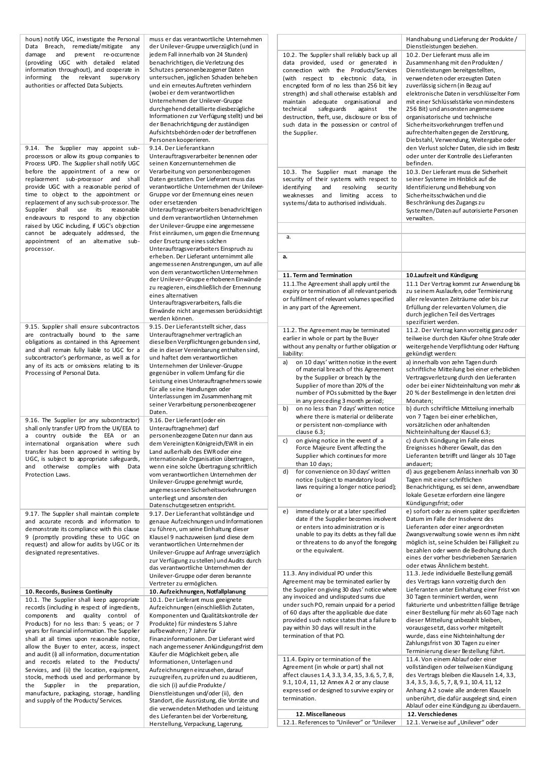| English | Deutsch |
|---|---|
| hours) notify UGC, investigate the Personal Data Breach, remediate/mitigate any damage and prevent re-occurrence (providing UGC with detailed related information throughout), and cooperate in informing the relevant supervisory authorities or affected Data Subjects. | muss er das verantwortliche Unternehmen der Unilever-Gruppe unverzüglich (und in jedem Fall innerhalb von 24 Stunden) benachrichtigen, die Verletzung des Schutzes personenbezogener Daten untersuchen, jeglichen Schaden beheben und ein erneutes Auftreten verhindern (wobei er dem verantwortlichen Unternehmen der Unilever-Gruppe durchgehend detaillierte diesbezügliche Informationen zur Verfügung stellt) und bei der Benachrichtigung der zuständigen Aufsichtsbehörden oder der betroffenen Personen kooperieren. |
| 9.14. The Supplier may appoint sub-processors or allow its group companies to Process UPD. The Supplier shall notify UGC before the appointment of a new or replacement sub-processor and shall provide UGC with a reasonable period of time to object to the appointment or replacement of any such sub-processor. The Supplier shall use its reasonable endeavours to respond to any objection raised by UGC including, if UGC's objection cannot be adequately addressed, the appointment of an alternative sub-processor. | 9.14. Der Lieferant kann Unterauftragsverarbeiter benennen oder seinen Konzernunternehmen die Verarbeitung von personenbezogenen Daten gestatten. Der Lieferant muss das verantwortliche Unternehmen der Unilever-Gruppe vor der Ernennung eines neuen oder ersetzenden Unterauftragsverarbeiters benachrichtigen und dem verantwortlichen Unternehmen der Unilever-Gruppe eine angemessene Frist einräumen, um gegen die Ernennung oder Ersetzung eines solchen Unterauftragsverarbeiters Einspruch zu erheben. Der Lieferant unternimmt alle angemessenen Anstrengungen, um auf alle von dem verantwortlichen Unternehmen der Unilever-Gruppe erhobenen Einwände zu reagieren, einschließlich der Ernennung eines alternativen Unterauftragsverarbeiters, falls die Einwände nicht angemessen berücksichtigt werden können. |
| 9.15. Supplier shall ensure subcontractors are contractually bound to the same obligations as contained in this Agreement and shall remain fully liable to UGC for a subcontractor's performance, as well as for any of its acts or omissions relating to its Processing of Personal Data. | 9.15. Der Lieferant stellt sicher, dass Unterauftragnehmer vertraglich an dieselben Verpflichtungen gebunden sind, die in dieser Vereinbarung enthalten sind, und haftet dem verantwortlichen Unternehmen der Unilever-Gruppe gegenüber in vollem Umfang für die Leistung eines Unterauftragnehmers sowie für alle seine Handlungen oder Unterlassungen im Zusammenhang mit seiner Verarbeitung personenbezogener Daten. |
| 9.16. The Supplier (or any subcontractor) shall only transfer UPD from the UK/EEA to a country outside the EEA or an international organisation where such transfer has been approved in writing by UGC, is subject to appropriate safeguards, and otherwise complies with Data Protection Laws. | 9.16. Der Lieferant (oder ein Unterauftragnehmer) darf personenbezogene Daten nur dann aus dem Vereinigten Königreich/EWR in ein Land außerhalb des EWR oder eine internationale Organisation übertragen, wenn eine solche Übertragung schriftlich vom verantwortlichen Unternehmen der Unilever-Gruppe genehmigt wurde, angemessenen Sicherheitsvorkehrungen unterliegt und ansonsten den Datenschutzgesetzen entspricht. |
| 9.17. The Supplier shall maintain complete and accurate records and information to demonstrate its compliance with this clause 9 (promptly providing these to UGC on request) and allow for audits by UGC or its designated representatives. | 9.17. Der Lieferant hat vollständige und genaue Aufzeichnungen und Informationen zu führen, um seine Einhaltung dieser Klausel 9 nachzuweisen (und diese dem verantwortlichen Unternehmen der Unilever-Gruppe auf Anfrage unverzüglich zur Verfügung zu stellen) und Audits durch das verantwortliche Unternehmen der Unilever-Gruppe oder deren benannte Vertreter zu ermöglichen. |
| **10. Records, Business Continuity** | **10. Aufzeichnungen, Notfallplanung** |
| 10.1. The Supplier shall keep appropriate records (including in respect of ingredients, components and quality control of Products) for no less than: 5 years; or 7 years for financial information. The Supplier shall at all times upon reasonable notice, allow the Buyer to enter, access, inspect and audit (i) all information, documentation and records related to the Products/ Services, and (ii) the location, equipment, stocks, methods used and performance by the Supplier in the preparation, manufacture, packaging, storage, handling and supply of the Products/Services. | 10.1. Der Lieferant muss geeignete Aufzeichnungen (einschließlich Zutaten, Komponenten und Qualitätskontrolle der Produkte) für mindestens 5 Jahre aufbewahren; 7 Jahre für Finanzinformationen. Der Lieferant wird nach angemessener Ankündigungsfrist dem Käufer die Möglichkeit geben, alle Informationen, Unterlagen und Aufzeichnungen einzusehen, darauf zuzugreifen, zu prüfen und zu auditieren, die sich (i) auf die Produkte / Dienstleistungen und/oder (ii), den Standort, die Ausrüstung, die Vorräte und die verwendeten Methoden und Leistung des Lieferanten bei der Vorbereitung, Herstellung, Verpackung, Lagerung, Handhabung und Lieferung der Produkte / Dienstleistungen beziehen. |
| 10.2. The Supplier shall reliably back up all data provided, used or generated in connection with the Products/Services (with respect to electronic data, in encrypted form of no less than 256 bit key strength) and shall otherwise establish and maintain adequate organisational and technical safeguards against the destruction, theft, use, disclosure or loss of such data in the possession or control of the Supplier. | 10.2. Der Lieferant muss alle im Zusammenhang mit den Produkten / Dienstleistungen bereitgestellten, verwendeten oder erzeugten Daten zuverlässig sichern (in Bezug auf elektronische Daten in verschlüsselter Form mit einer Schlüsselstärke von mindestens 256 Bit) und ansonsten angemessene organisatorische und technische Sicherheitsvorkehrungen treffen und aufrechterhalten gegen die Zerstörung, Diebstahl, Verwendung, Weitergabe oder den Verlust solcher Daten, die sich im Besitz oder unter der Kontrolle des Lieferanten befinden. |
| 10.3. The Supplier must manage the security of their systems with respect to identifying and resolving security weaknesses and limiting access to systems/data to authorised individuals. | 10.3. Der Lieferant muss die Sicherheit seiner Systeme im Hinblick auf die Identifizierung und Behebung von Sicherheitsschwächen und die Beschränkung des Zugangs zu Systemen/Daten auf autorisierte Personen verwalten. |
| | |
| a. | |
| **a.** | |
| **11. Term and Termination** | **10.Laufzeit und Kündigung** |
| 11.1.The Agreement shall apply until the expiry or termination of all relevant periods or fulfilment of relevant volumes specified in any part of the Agreement. | 11.1 Der Vertrag kommt zur Anwendung bis zu seinem Auslaufen, oder Terminierung aller relevanten Zeiträume oder bis zur Erfüllung der relevanten Volumen, die durch jeglichen Teil des Vertrages spezifiziert werden. |
| 11.2. The Agreement may be terminated earlier in whole or part by the Buyer without any penalty or further obligation or liability: | 11.2. Der Vertrag kann vorzeitig ganz oder teilweise durch den Käufer ohne Strafe oder weitergehende Verpflichtung oder Haftung gekündigt werden: |
| a) on 10 days' written notice in the event of material breach of this Agreement by the Supplier or breach by the Supplier of more than 20% of the number of POs submitted by the Buyer in any preceding 3 month period; | a) innerhalb von zehn Tagen durch schriftliche Mitteilung bei einer erheblichen Vertragsverletzung durch den Lieferanten oder bei einer Nichteinhaltung von mehr als 20 % der Bestellmenge in den letzten drei Monaten; |
| b) on no less than 7 days' written notice where there is material or deliberate or persistent non-compliance with clause 6.3; | b) durch schriftliche Mitteilung innerhalb von 7 Tagen bei einer erheblichen, vorsätzlichen oder anhaltenden Nichteinhaltung der Klausel 6.3; |
| c) on giving notice in the event of a Force Majeure Event affecting the Supplier which continues for more than 10 days; | c) durch Kündigung im Falle eines Ereignisses höherer Gewalt, das den Lieferanten betrifft und länger als 10 Tage andauert; |
| d) for convenience on 30 days' written notice (subject to mandatory local laws requiring a longer notice period); or | d) aus gegebenem Anlass innerhalb von 30 Tagen mit einer schriftlichen Benachrichtigung, es sei denn, anwendbare lokale Gesetze erfordern eine längere Kündigungsfrist; oder |
| e) immediately or at a later specified date if the Supplier becomes insolvent or enters into administration or is unable to pay its debts as they fall due or threatens to do any of the foregoing or the equivalent. | e) sofort oder zu einem später spezifizierten Datum im Falle der Insolvenz des Lieferanten oder einer angeordneten Zwangsverwaltung sowie wenn es ihm nicht möglich ist, seine Schulden bei Fälligkeit zu bezahlen oder wenn die Bedrohung durch eines der vorher beschriebenen Szenarien oder etwas Ähnlichem besteht. |
| 11.3. Any individual PO under this Agreement may be terminated earlier by the Supplier on giving 30 days' notice where any invoiced and undisputed sums due under such PO, remain unpaid for a period of 60 days after the applicable due date provided such notice states that a failure to pay within 30 days will result in the termination of that PO. | 11.3. Jede individuelle Bestellung gemäß des Vertrags kann vorzeitig durch den Lieferanten unter Einhaltung einer Frist von 30 Tagen terminiert werden, wenn fakturierte und unbestritten fällige Beträge einer Bestellung für mehr als 60 Tage nach dieser Mitteilung unbezahlt bleiben, vorausgesetzt, dass vorher mitgeteilt wurde, dass eine Nichteinhaltung der Zahlungsfrist von 30 Tagen zu einer Terminierung dieser Bestellung führt. |
| 11.4. Expiry or termination of the Agreement (in whole or part) shall not affect clauses 1.4, 3.3, 3.4, 3.5, 3.6, 5, 7, 8, 9.1, 10.4, 11, 12 Annex A 2 or any clause expressed or designed to survive expiry or termination. | 11.4. Von einem Ablauf oder einer vollständigen oder teilweisen Kündigung des Vertrags bleiben die Klauseln 1.4, 3.3, 3.4, 3.5, 3.6, 5, 7, 8, 9.1, 10.4, 11, 12 Anhang A 2 sowie alle anderen Klauseln unberührt, die dafür ausgelegt sind, einen Ablauf oder eine Kündigung zu überdauern. |
| **12. Miscellaneous** | **12. Verschiedenes** |
| 12.1. References to "Unilever" or "Unilever | 12.1. Verweise auf „Unilever" oder |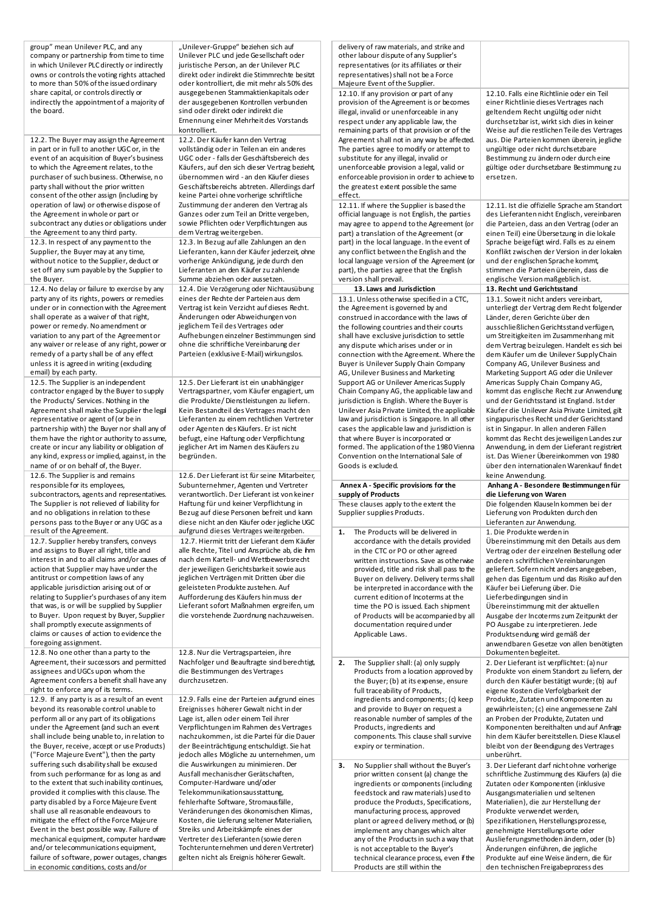| | |
|---|---|
| group" mean Unilever PLC, and any company or partnership from time to time in which Unilever PLC directly or indirectly owns or controls the voting rights attached to more than 50% of the issued ordinary share capital, or controls directly or indirectly the appointment of a majority of the board. | „Unilever-Gruppe" beziehen sich auf Unilever PLC und jede Gesellschaft oder juristische Person, an der Unilever PLC direkt oder indirekt die Stimmrechte besitzt oder kontrolliert, die mit mehr als 50% des ausgegebenen Stammaktienkapitals oder der ausgegebenen Kontrollen verbunden sind oder direkt oder indirekt die Ernennung einer Mehrheit des Vorstands kontrolliert. |
| 12.2. The Buyer may assign the Agreement in part or in full to another UGC or, in the event of an acquisition of Buyer's business to which the Agreement relates, to the purchaser of such business. Otherwise, no party shall without the prior written consent of the other assign (including by operation of law) or otherwise dispose of the Agreement in whole or part or subcontract any duties or obligations under the Agreement to any third party. | 12.2. Der Käufer kann den Vertrag vollständig oder in Teilen an ein anderes UGC oder - falls der Geschäftsbereich des Käufers, auf den sich dieser Vertrag bezieht, übernommen wird - an den Käufer dieses Geschäftsbereichs abtreten. Allerdings darf keine Partei ohne vorherige schriftliche Zustimmung der anderen den Vertrag als Ganzes oder zum Teil an Dritte vergeben, sowie Pflichten oder Verpflichtungen aus dem Vertrag weitergeben. |
| 12.3. In respect of any payment to the Supplier, the Buyer may at any time, without notice to the Supplier, deduct or set off any sum payable by the Supplier to the Buyer. | 12.3. In Bezug auf alle Zahlungen an den Lieferanten, kann der Käufer jederzeit, ohne vorherige Ankündigung, jede durch den Lieferanten an den Käufer zu zahlende Summe abziehen oder aussetzen. |
| 12.4. No delay or failure to exercise by any party any of its rights, powers or remedies under or in connection with the Agreement shall operate as a waiver of that right, power or remedy. No amendment or variation to any part of the Agreement or any waiver or release of any right, power or remedy of a party shall be of any effect unless it is agreed in writing (excluding email) by each party. | 12.4. Die Verzögerung oder Nichtausübung eines der Rechte der Parteien aus dem Vertrag ist kein Verzicht auf dieses Recht. Änderungen oder Abweichungen von jeglichem Teil des Vertrages oder Aufhebungen einzelner Bestimmungen sind ohne die schriftliche Vereinbarung der Parteien (exklusive E-Mail) wirkungslos. |
| 12.5. The Supplier is an independent contractor engaged by the Buyer to supply the Products/ Services. Nothing in the Agreement shall make the Supplier the legal representative or agent of (or be in partnership with) the Buyer nor shall any of them have the right or authority to assume, create or incur any liability or obligation of any kind, express or implied, against, in the name of or on behalf of, the Buyer. | 12.5. Der Lieferant ist ein unabhängiger Vertragspartner, vom Käufer engagiert, um die Produkte/ Dienstleistungen zu liefern. Kein Bestandteil des Vertrages macht den Lieferanten zu einem rechtlichen Vertreter oder Agenten des Käufers. Er ist nicht befugt, eine Haftung oder Verpflichtung jeglicher Art im Namen des Käufers zu begründen. |
| 12.6. The Supplier is and remains responsible for its employees, subcontractors, agents and representatives. The Supplier is not relieved of liability for and no obligations in relation to these persons pass to the Buyer or any UGC as a result of the Agreement. | 12.6. Der Lieferant ist für seine Mitarbeiter, Subunternehmer, Agenten und Vertreter verantwortlich. Der Lieferant ist von keiner Haftung für und keiner Verpflichtung in Bezug auf diese Personen befreit und kann diese nicht an den Käufer oder jegliche UGC aufgrund dieses Vertrages weitergeben. |
| 12.7. Supplier hereby transfers, conveys and assigns to Buyer all right, title and interest in and to all claims and/or causes of action that Supplier may have under the antitrust or competition laws of any applicable jurisdiction arising out of or relating to Supplier's purchases of any item that was, is or will be supplied by Supplier to Buyer. Upon request by Buyer, Supplier shall promptly execute assignments of claims or causes of action to evidence the foregoing assignment. | 12.7. Hiermit tritt der Lieferant dem Käufer alle Rechte, Titel und Ansprüche ab, die ihm nach dem Kartell- und Wettbewerbsrecht der jeweiligen Gerichtsbarkeit sowie aus jeglichen Verträgen mit Dritten über die geleisteten Produkte zustehen. Auf Aufforderung des Käufers hin muss der Lieferant sofort Maßnahmen ergreifen, um die vorstehende Zuordnung nachzuweisen. |
| 12.8. No one other than a party to the Agreement, their successors and permitted assignees and UGCs upon whom the Agreement confers a benefit shall have any right to enforce any of its terms. | 12.8. Nur die Vertragsparteien, ihre Nachfolger und Beauftragte sind berechtigt, die Bestimmungen des Vertrages durchzusetzen. |
| 12.9. If any party is as a result of an event beyond its reasonable control unable to perform all or any part of its obligations under the Agreement (and such an event shall include being unable to, in relation to the Buyer, receive, accept or use Products) ("Force Majeure Event"), then the party suffering such disability shall be excused from such performance for as long as and to the extent that such inability continues, provided it complies with this clause. The party disabled by a Force Majeure Event shall use all reasonable endeavours to mitigate the effect of the Force Majeure Event in the best possible way. Failure of mechanical equipment, computer hardware and/or telecommunications equipment, failure of software, power outages, changes in economic conditions, costs and/or delivery of raw materials, and strike and other labour dispute of any Supplier's representatives (or its affiliates or their representatives) shall not be a Force Majeure Event of the Supplier. | 12.9. Falls eine der Parteien aufgrund eines Ereignisses höherer Gewalt nicht in der Lage ist, allen oder einem Teil ihrer Verpflichtungen im Rahmen des Vertrages nachzukommen, ist die Partei für die Dauer der Beeinträchtigung entschuldigt. Sie hat jedoch alles Mögliche zu unternehmen, um die Auswirkungen zu minimieren. Der Ausfall mechanischer Gerätschaften, Computer-Hardware und/oder Telekommunikationsausstattung, fehlerhafte Software, Stromausfälle, Veränderungen des ökonomischen Klimas, Kosten, die Lieferung seltener Materialien, Streiks und Arbeitskämpfe eines der Vertreter des Lieferanten (sowie deren Tochterunternehmen und deren Vertreter) gelten nicht als Ereignis höherer Gewalt. |
| 12.10. If any provision or part of any provision of the Agreement is or becomes illegal, invalid or unenforceable in any respect under any applicable law, the remaining parts of that provision or of the Agreement shall not in any way be affected. The parties agree to modify or attempt to substitute for any illegal, invalid or unenforceable provision a legal, valid or enforceable provision in order to achieve to the greatest extent possible the same effect. | 12.10. Falls eine Richtlinie oder ein Teil einer Richtlinie dieses Vertrages nach geltendem Recht ungültig oder nicht durchsetzbar ist, wirkt sich dies in keiner Weise auf die restlichen Teile des Vertrages aus. Die Parteien kommen überein, jegliche ungültige oder nicht durchsetzbare Bestimmung zu ändern oder durch eine gültige oder durchsetzbare Bestimmung zu ersetzen. |
| 12.11. If where the Supplier is based the official language is not English, the parties may agree to append to the Agreement (or part) a translation of the Agreement (or part) in the local language. In the event of any conflict between the English and the local language version of the Agreement (or part), the parties agree that the English version shall prevail. | 12.11. Ist die offizielle Sprache am Standort des Lieferanten nicht Englisch, vereinbaren die Parteien, dass an den Vertrag (oder an einen Teil) eine Übersetzung in die lokale Sprache beigefügt wird. Falls es zu einem Konflikt zwischen der Version in der lokalen und der englischen Sprache kommt, stimmen die Parteien überein, dass die englische Version maßgeblich ist. |
| **13. Laws and Jurisdiction** | **13. Recht und Gerichtsstand** |
| 13.1. Unless otherwise specified in a CTC, the Agreement is governed by and construed in accordance with the laws of the following countries and their courts shall have exclusive jurisdiction to settle any dispute which arises under or in connection with the Agreement. Where the Buyer is Unilever Supply Chain Company AG, Unilever Business and Marketing Support AG or Unilever Americas Supply Chain Company AG, the applicable law and jurisdiction is English. Where the Buyer is Unilever Asia Private Limited, the applicable law and jurisdiction is Singapore. In all other cases the applicable law and jurisdiction is that where Buyer is incorporated or formed. The application of the 1980 Vienna Convention on the International Sale of Goods is excluded. | 13.1. Soweit nicht anders vereinbart, unterliegt der Vertrag dem Recht folgender Länder, deren Gerichte über den ausschließlichen Gerichtsstand verfügen, um Streitigkeiten im Zusammenhang mit dem Vertrag beizulegen. Handelt es sich bei dem Käufer um die Unilever Supply Chain Company AG, Unilever Business and Marketing Support AG oder die Unilever Americas Supply Chain Company AG, kommt das englische Recht zur Anwendung und der Gerichtsstand ist England. Ist der Käufer die Unilever Asia Private Limited, gilt singapurisches Recht und der Gerichtsstand ist in Singapur. In allen anderen Fällen kommt das Recht des jeweiligen Landes zur Anwendung, in dem der Lieferant registriert ist. Das Wiener Übereinkommen von 1980 über den internationalen Warenkauf findet keine Anwendung. |
| **Annex A - Specific provisions for the supply of Products** | **Anhang A - Besondere Bestimmungen für die Lieferung von Waren** |
| These clauses apply to the extent the Supplier supplies Products. | Die folgenden Klauseln kommen bei der Lieferung von Produkten durch den Lieferanten zur Anwendung. |
| 1. The Products will be delivered in accordance with the details provided in the CTC or PO or other agreed written instructions. Save as otherwise provided, title and risk shall pass to the Buyer on delivery. Delivery terms shall be interpreted in accordance with the current edition of Incoterms at the time the PO is issued. Each shipment of Products will be accompanied by all documentation required under Applicable Laws. | 1. Die Produkte werden in Übereinstimmung mit den Details aus dem Vertrag oder der einzelnen Bestellung oder anderen schriftlichen Vereinbarungen geliefert. Sofern nicht anders angegeben, gehen das Eigentum und das Risiko auf den Käufer bei Lieferung über. Die Lieferbedingungen sind in Übereinstimmung mit der aktuellen Ausgabe der Incoterms zum Zeitpunkt der PO Ausgabe zu interpretieren. Jede Produktsendung wird gemäß der anwendbaren Gesetze von allen benötigten Dokumenten begleitet. |
| 2. The Supplier shall: (a) only supply Products from a location approved by the Buyer; (b) at its expense, ensure full traceability of Products, ingredients and components; (c) keep and provide to Buyer on request a reasonable number of samples of the Products, ingredients and components. This clause shall survive expiry or termination. | 2. Der Lieferant ist verpflichtet: (a) nur Produkte von einem Standort zu liefern, der durch den Käufer bestätigt wurde; (b) auf eigene Kosten die Verfolgbarkeit der Produkte, Zutaten und Komponenten zu gewährleisten; (c) eine angemessene Zahl an Proben der Produkte, Zutaten und Komponenten bereitzuhalten und auf Anfrage hin dem Käufer bereitstellen. Diese Klausel bleibt von der Beendigung des Vertrages unberührt. |
| 3. No Supplier shall without the Buyer's prior written consent (a) change the ingredients or components (including feedstock and raw materials) used to produce the Products, Specifications, manufacturing process, approved plant or agreed delivery method, or (b) implement any changes which alter any of the Products in such a way that is not acceptable to the Buyer's technical clearance process, even if the Products are still within the | 3. Der Lieferant darf nicht ohne vorherige schriftliche Zustimmung des Käufers (a) die Zutaten oder Komponenten (inklusive Ausgangsmaterialien und seltenen Materialien), die zur Herstellung der Produkte verwendet werden, Spezifikationen, Herstellungsprozesse, genehmigte Herstellungsorte oder Auslieferungsmethoden ändern, oder (b) Änderungen einführen, die jegliche Produkte auf eine Weise ändern, die für den technischen Freigabeprozess des |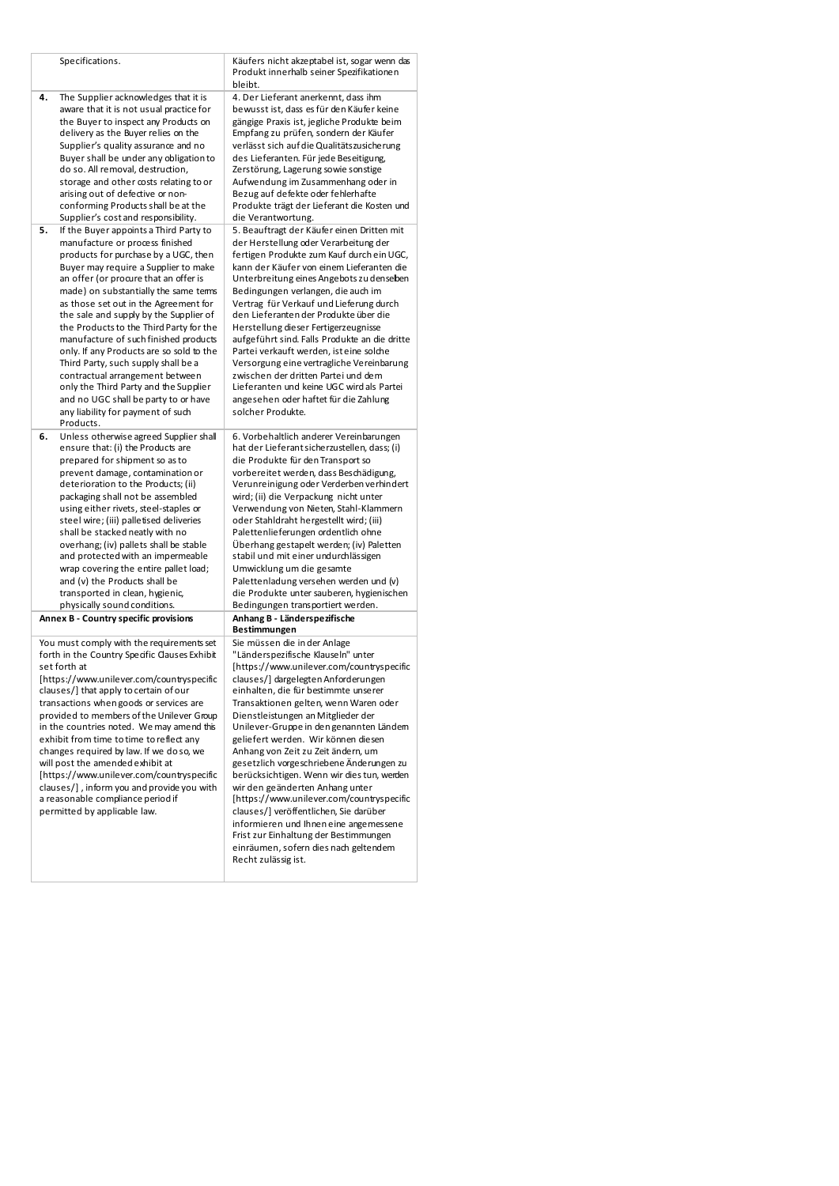| | | |
|---|---|---|
| | Specifications. | Käufers nicht akzeptabel ist, sogar wenn das Produkt innerhalb seiner Spezifikationen bleibt. |
| **4.** | The Supplier acknowledges that it is aware that it is not usual practice for the Buyer to inspect any Products on delivery as the Buyer relies on the Supplier's quality assurance and no Buyer shall be under any obligation to do so. All removal, destruction, storage and other costs relating to or arising out of defective or non-conforming Products shall be at the Supplier's cost and responsibility. | 4. Der Lieferant anerkennt, dass ihm bewusst ist, dass es für den Käufer keine gängige Praxis ist, jegliche Produkte beim Empfang zu prüfen, sondern der Käufer verlässt sich auf die Qualitätszusicherung des Lieferanten. Für jede Beseitigung, Zerstörung, Lagerung sowie sonstige Aufwendung im Zusammenhang oder in Bezug auf defekte oder fehlerhafte Produkte trägt der Lieferant die Kosten und die Verantwortung. |
| **5.** | If the Buyer appoints a Third Party to manufacture or process finished products for purchase by a UGC, then Buyer may require a Supplier to make an offer (or procure that an offer is made) on substantially the same terms as those set out in the Agreement for the sale and supply by the Supplier of the Products to the Third Party for the manufacture of such finished products only. If any Products are so sold to the Third Party, such supply shall be a contractual arrangement between only the Third Party and the Supplier and no UGC shall be party to or have any liability for payment of such Products. | 5. Beauftragt der Käufer einen Dritten mit der Herstellung oder Verarbeitung der fertigen Produkte zum Kauf durch ein UGC, kann der Käufer von einem Lieferanten die Unterbreitung eines Angebots zu denselben Bedingungen verlangen, die auch im Vertrag für Verkauf und Lieferung durch den Lieferanten der Produkte über die Herstellung dieser Fertigerzeugnisse aufgeführt sind. Falls Produkte an die dritte Partei verkauft werden, ist eine solche Versorgung eine vertragliche Vereinbarung zwischen der dritten Partei und dem Lieferanten und keine UGC wird als Partei angesehen oder haftet für die Zahlung solcher Produkte. |
| **6.** | Unless otherwise agreed Supplier shall ensure that: (i) the Products are prepared for shipment so as to prevent damage, contamination or deterioration to the Products; (ii) packaging shall not be assembled using either rivets, steel-staples or steel wire; (iii) palletised deliveries shall be stacked neatly with no overhang; (iv) pallets shall be stable and protected with an impermeable wrap covering the entire pallet load; and (v) the Products shall be transported in clean, hygienic, physically sound conditions. | 6. Vorbehaltlich anderer Vereinbarungen hat der Lieferant sicherzustellen, dass; (i) die Produkte für den Transport so vorbereitet werden, dass Beschädigung, Verunreinigung oder Verderben verhindert wird; (ii) die Verpackung nicht unter Verwendung von Nieten, Stahl-Klammern oder Stahldraht hergestellt wird; (iii) Palettenlieferungen ordentlich ohne Überhang gestapelt werden; (iv) Paletten stabil und mit einer undurchlässigen Umwicklung um die gesamte Palettenladung versehen werden und (v) die Produkte unter sauberen, hygienischen Bedingungen transportiert werden. |
| **Annex B - Country specific provisions** | | **Anhang B - Länderspezifische Bestimmungen** |
| You must comply with the requirements set forth in the Country Specific Clauses Exhibit set forth at [https://www.unilever.com/countryspecific clauses/] that apply to certain of our transactions when goods or services are provided to members of the Unilever Group in the countries noted. We may amend this exhibit from time to time to reflect any changes required by law. If we do so, we will post the amended exhibit at [https://www.unilever.com/countryspecific clauses/], inform you and provide you with a reasonable compliance period if permitted by applicable law. | | Sie müssen die in der Anlage "Länderspezifische Klauseln" unter [https://www.unilever.com/countryspecific clauses/] dargelegten Anforderungen einhalten, die für bestimmte unserer Transaktionen gelten, wenn Waren oder Dienstleistungen an Mitglieder der Unilever-Gruppe in den genannten Ländern geliefert werden. Wir können diesen Anhang von Zeit zu Zeit ändern, um gesetzlich vorgeschriebene Änderungen zu berücksichtigen. Wenn wir dies tun, werden wir den geänderten Anhang unter [https://www.unilever.com/countryspecific clauses/] veröffentlichen, Sie darüber informieren und Ihnen eine angemessene Frist zur Einhaltung der Bestimmungen einräumen, sofern dies nach geltendem Recht zulässig ist. |